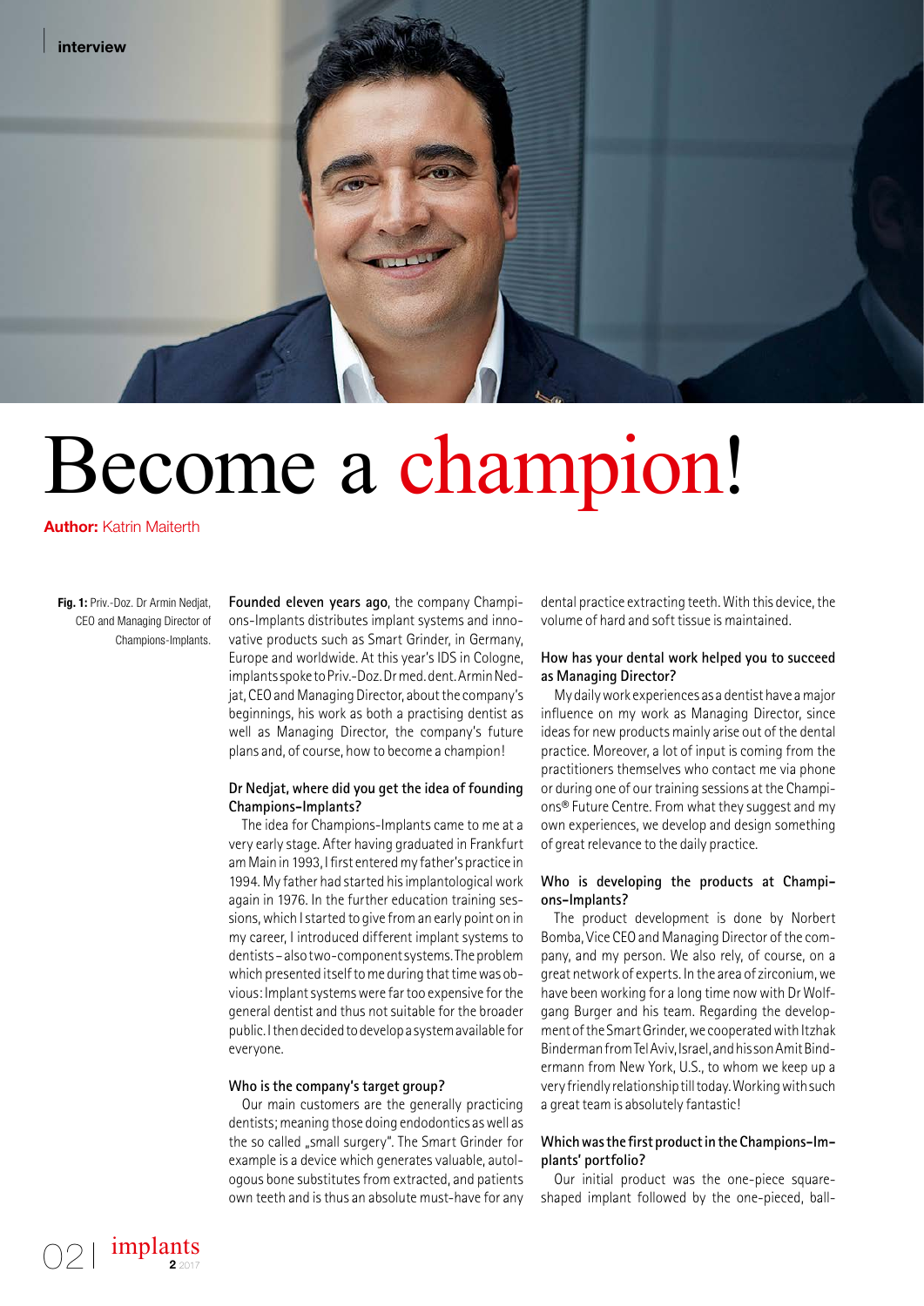# Become a champion!

**Author:** Katrin Maiterth

**Fig. 1:** Priv.-Doz. Dr Armin Nedjat, CEO and Managing Director of Champions-Implants.

**Founded eleven years ago**, the company Champions-Implants distributes implant systems and innovative products such as Smart Grinder, in Germany, Europe and worldwide. At this year's IDS in Cologne, implants spoke to Priv.-Doz. Dr med. dent. Armin Nedjat, CEO and Managing Director, about the company's beginnings, his work as both a practising dentist as well as Managing Director, the company's future plans and, of course, how to become a champion!

### Dr Nedjat, where did you get the idea of founding Champions-Implants?

The idea for Champions-Implants came to me at a very early stage. After having graduated in Frankfurt am Main in 1993, I first entered my father's practice in 1994. My father had started his implantological work again in 1976. In the further education training sessions, which I started to give from an early point on in my career, I introduced different implant systems to dentists – also two-component systems. The problem which presented itself to me during that time was obvious: Implant systems were far too expensive for the general dentist and thus not suitable for the broader public. I then decided to develop a system available for everyone.

### Who is the company's target group?

Our main customers are the generally practicing dentists; meaning those doing endodontics as well as the so called „small surgery". The Smart Grinder for example is a device which generates valuable, autologous bone substitutes from extracted, and patients own teeth and is thus an absolute must-have for any dental practice extracting teeth. With this device, the volume of hard and soft tissue is maintained.

### How has your dental work helped you to succeed as Managing Director?

My daily work experiences as a dentist have a major influence on my work as Managing Director, since ideas for new products mainly arise out of the dental practice. Moreover, a lot of input is coming from the practitioners themselves who contact me via phone or during one of our training sessions at the Champions® Future Centre. From what they suggest and my own experiences, we develop and design something of great relevance to the daily practice.

### Who is developing the products at Champions-Implants?

The product development is done by Norbert Bomba, Vice CEO and Managing Director of the company, and my person. We also rely, of course, on a great network of experts. In the area of zirconium, we have been working for a long time now with Dr Wolfgang Burger and his team. Regarding the development of the Smart Grinder, we cooperated with Itzhak Binderman from Tel Aviv, Israel, and his son Amit Bindermann from New York, U.S., to whom we keep up a very friendly relationship till today. Working with such a great team is absolutely fantastic!

### Which was the first product in the Champions-Implants' portfolio?

Our initial product was the one-piece square-shaped implant followed by the one-pieced, ball-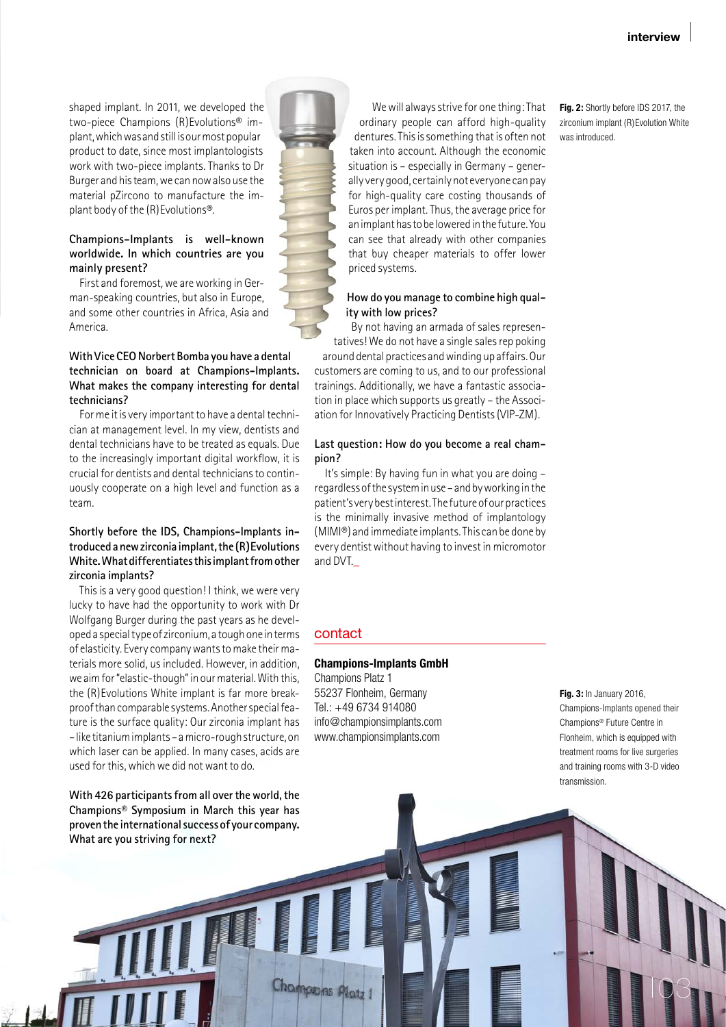shaped implant. In 2011, we developed the two-piece Champions (R)Evolutions® implant, which was and still is our most popular product to date, since most implantologists work with two-piece implants. Thanks to Dr Burger and his team, we can now also use the material pZircono to manufacture the implant body of the (R)Evolutions®.

**Champions-Implants is well-known worldwide. In which countries are you mainly present?**

First and foremost, we are working in German-speaking countries, but also in Europe, and some other countries in Africa, Asia and America.

**With Vice CEO Norbert Bomba you have a dental technician on board at Champions-Implants. What makes the company interesting for dental technicians?**

For me it is very important to have a dental technician at management level. In my view, dentists and dental technicians have to be treated as equals. Due to the increasingly important digital workflow, it is crucial for dentists and dental technicians to continuously cooperate on a high level and function as a team.

**Shortly before the IDS, Champions-Implants introduced a new zirconia implant, the (R)Evolutions White. What differentiates this implant from other zirconia implants?**

This is a very good question! I think, we were very lucky to have had the opportunity to work with Dr Wolfgang Burger during the past years as he developed a special type of zirconium, a tough one in terms of elasticity. Every company wants to make their materials more solid, us included. However, in addition, we aim for "elastic-though" in our material. With this, the (R)Evolutions White implant is far more breakproof than comparable systems. Another special feature is the surface quality: Our zirconia implant has – like titanium implants – a micro-rough structure, on which laser can be applied. In many cases, acids are used for this, which we did not want to do.

**With 426 participants from all over the world, the Champions® Symposium in March this year has proven the international success of your company. What are you striving for next?**

We will always strive for one thing: That ordinary people can afford high-quality dentures. This is something that is often not taken into account. Although the economic situation is – especially in Germany – generally very good, certainly not everyone can pay for high-quality care costing thousands of Euros per implant. Thus, the average price for an implant has to be lowered in the future. You can see that already with other companies that buy cheaper materials to offer lower priced systems.

**How do you manage to combine high quality with low prices?**

By not having an armada of sales representatives! We do not have a single sales rep poking around dental practices and winding up affairs. Our customers are coming to us, and to our professional trainings. Additionally, we have a fantastic association in place which supports us greatly – the Association for Innovatively Practicing Dentists (VIP-ZM).

**Last question: How do you become a real champion?**

It's simple: By having fun in what you are doing – regardless of the system in use – and by working in the patient's very best interest. The future of our practices is the minimally invasive method of implantology (MIMI®) and immediate implants. This can be done by every dentist without having to invest in micromotor and DVT._

**Fig. 2:** Shortly before IDS 2017, the zirconium implant (R)Evolution White was introduced.

## contact

**Champions-Implants GmbH**
Champions Platz 1
55237 Flonheim, Germany
Tel.: +49 6734 914080
info@championsimplants.com
www.championsimplants.com

**Fig. 3:** In January 2016, Champions-Implants opened their Champions® Future Centre in Flonheim, which is equipped with treatment rooms for live surgeries and training rooms with 3-D video transmission.